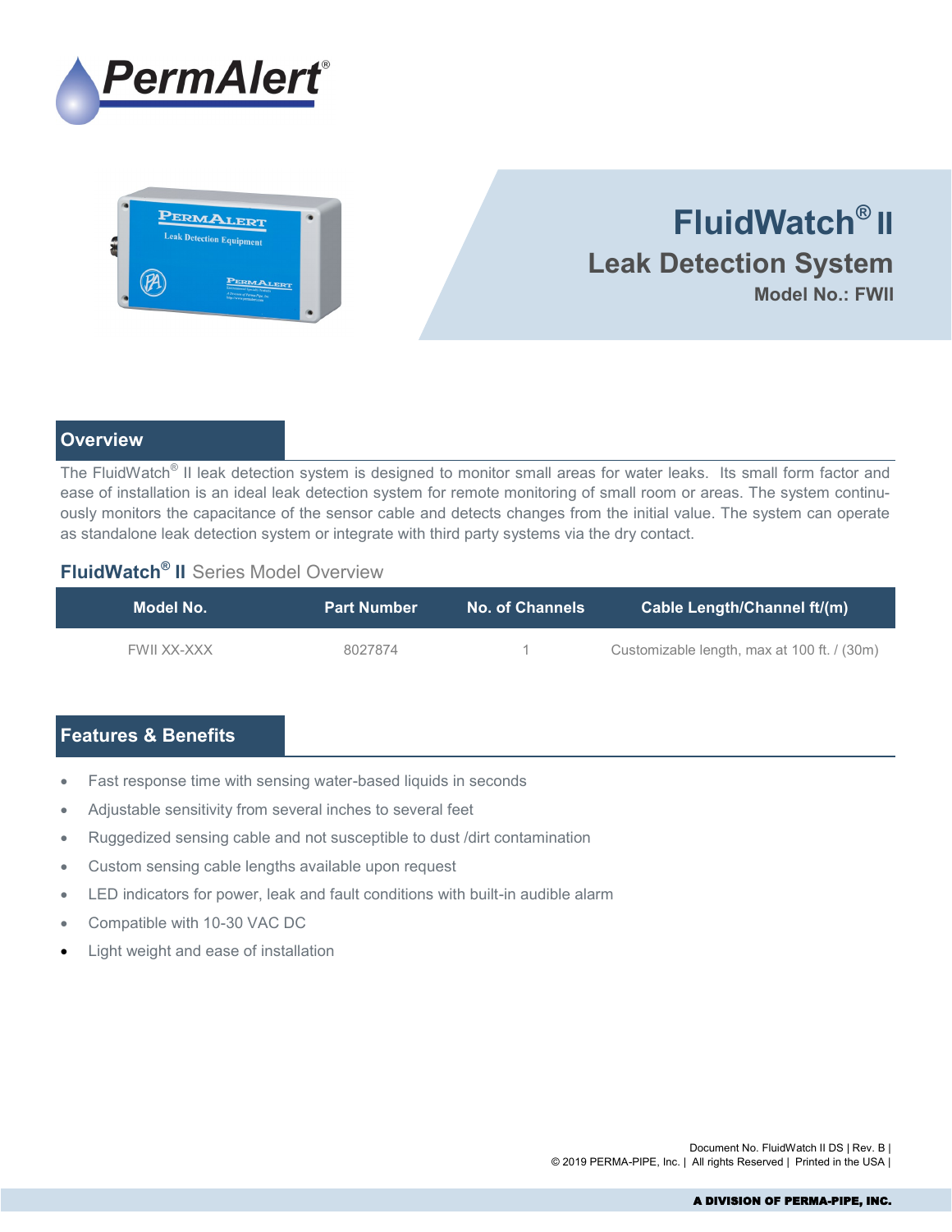# FluidWatch® II

## Leak Detection System

**Model No.: FWII**

## Overview

The FluidWatch® II leak detection system is designed to monitor small areas for water leaks. Its small form factor and ease of installation is an ideal leak detection system for remote monitoring of small room or areas. The system continuously monitors the capacitance of the sensor cable and detects changes from the initial value. The system can operate as standalone leak detection system or integrate with third party systems via the dry contact.

### **FluidWatch® II** Series Model Overview

| Model No. | Part Number | No. of Channels | Cable Length/Channel ft/(m) |
|---|---|---|---|
| FWII XX-XXX | 8027874 | 1 | Customizable length, max at 100 ft. / (30m) |

## Features & Benefits

- Fast response time with sensing water-based liquids in seconds
- Adjustable sensitivity from several inches to several feet
- Ruggedized sensing cable and not susceptible to dust /dirt contamination
- Custom sensing cable lengths available upon request
- LED indicators for power, leak and fault conditions with built-in audible alarm
- Compatible with 10-30 VAC DC
- Light weight and ease of installation

Document No. FluidWatch II DS | Rev. B |
© 2019 PERMA-PIPE, Inc. | All rights Reserved | Printed in the USA |

A DIVISION OF PERMA-PIPE, INC.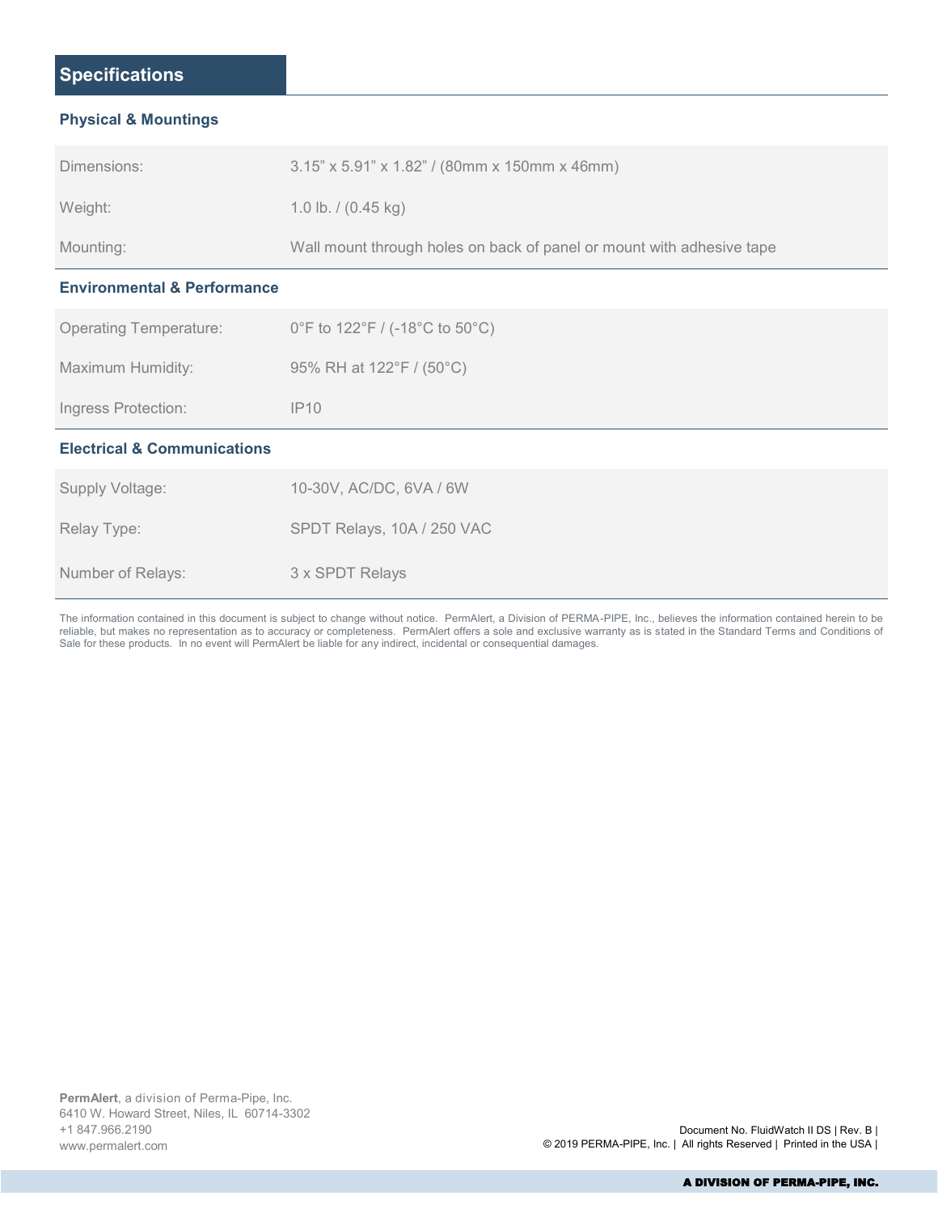## Specifications

### Physical & Mountings

| | |
|---|---|
| Dimensions: | 3.15” x 5.91” x 1.82” / (80mm x 150mm x 46mm) |
| Weight: | 1.0 lb. / (0.45 kg) |
| Mounting: | Wall mount through holes on back of panel or mount with adhesive tape |

### Environmental & Performance

| | |
|---|---|
| Operating Temperature: | 0°F to 122°F / (-18°C to 50°C) |
| Maximum Humidity: | 95% RH at 122°F / (50°C) |
| Ingress Protection: | IP10 |

### Electrical & Communications

| | |
|---|---|
| Supply Voltage: | 10-30V, AC/DC, 6VA / 6W |
| Relay Type: | SPDT Relays, 10A / 250 VAC |
| Number of Relays: | 3 x SPDT Relays |

The information contained in this document is subject to change without notice. PermAlert, a Division of PERMA-PIPE, Inc., believes the information contained herein to be reliable, but makes no representation as to accuracy or completeness. PermAlert offers a sole and exclusive warranty as is stated in the Standard Terms and Conditions of Sale for these products. In no event will PermAlert be liable for any indirect, incidental or consequential damages.

**PermAlert**, a division of Perma-Pipe, Inc.
6410 W. Howard Street, Niles, IL 60714-3302
+1 847.966.2190
www.permalert.com

Document No. FluidWatch II DS | Rev. B |
© 2019 PERMA-PIPE, Inc. | All rights Reserved | Printed in the USA |

A DIVISION OF PERMA-PIPE, INC.